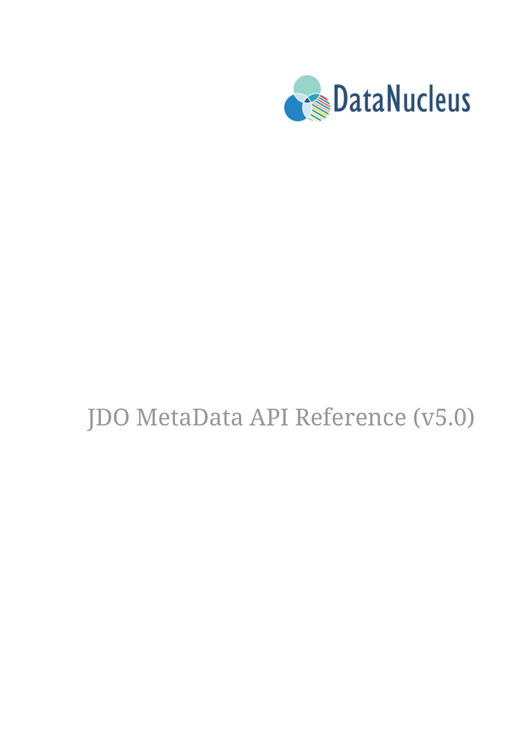DataNucleus

# JDO MetaData API Reference (v5.0)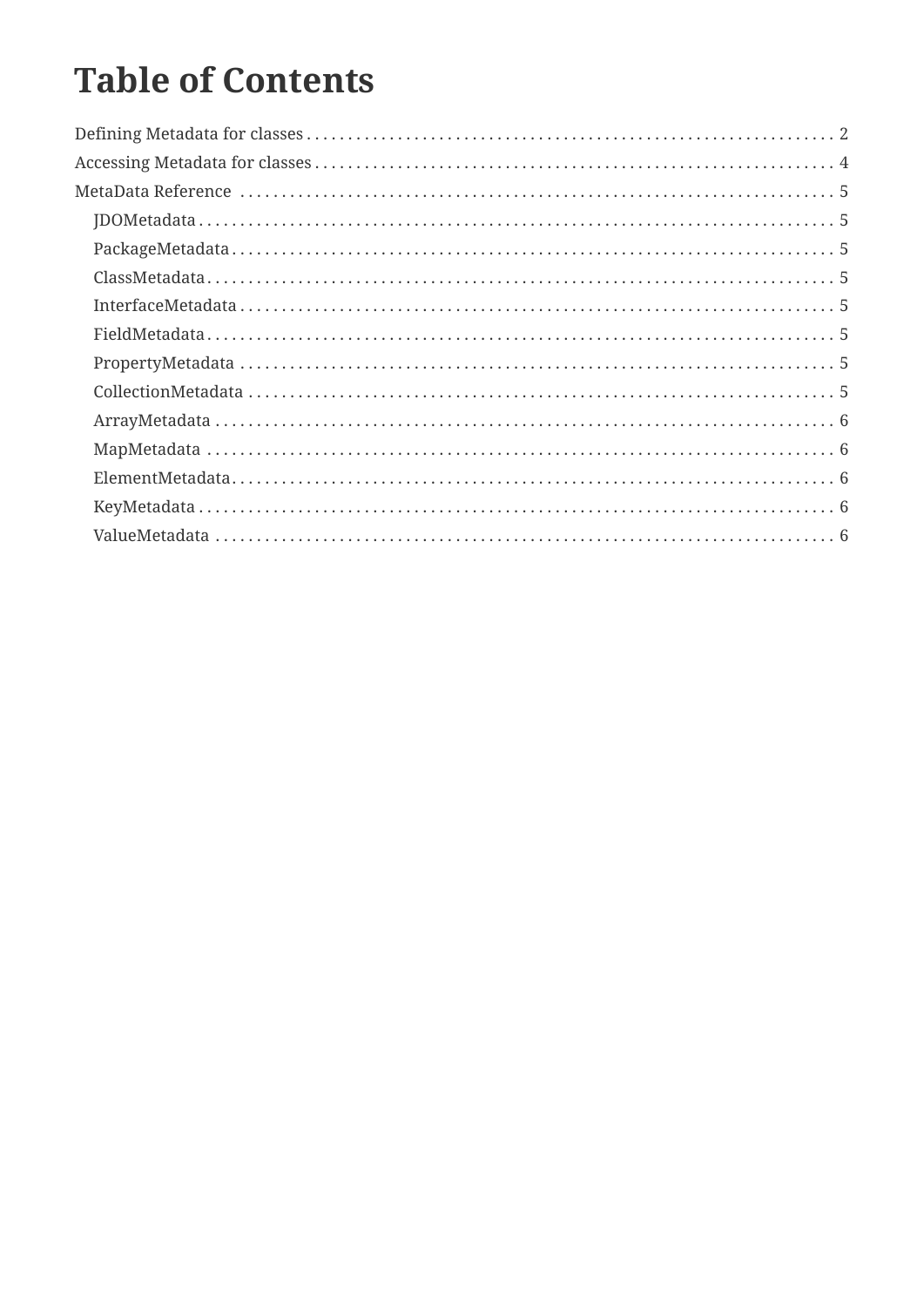# Table of Contents

- Defining Metadata for classes . . . 2
- Accessing Metadata for classes . . . 4
- MetaData Reference . . . 5
  - JDOMetadata . . . 5
  - PackageMetadata . . . 5
  - ClassMetadata . . . 5
  - InterfaceMetadata . . . 5
  - FieldMetadata . . . 5
  - PropertyMetadata . . . 5
  - CollectionMetadata . . . 5
  - ArrayMetadata . . . 6
  - MapMetadata . . . 6
  - ElementMetadata . . . 6
  - KeyMetadata . . . 6
  - ValueMetadata . . . 6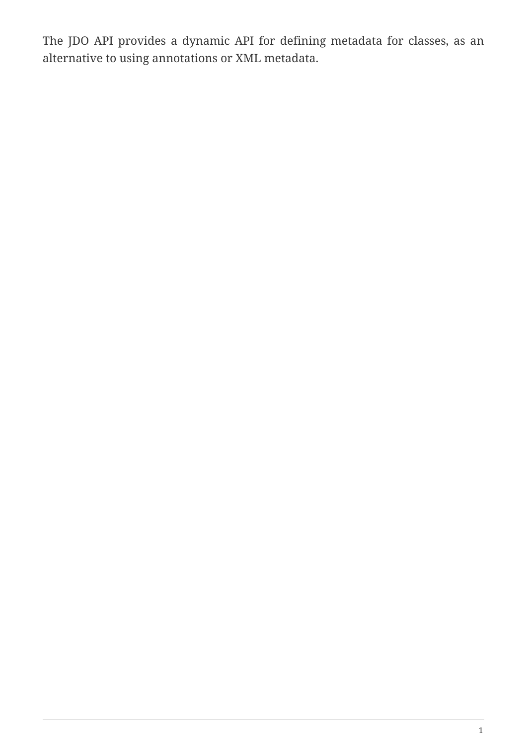The JDO API provides a dynamic API for defining metadata for classes, as an alternative to using annotations or XML metadata.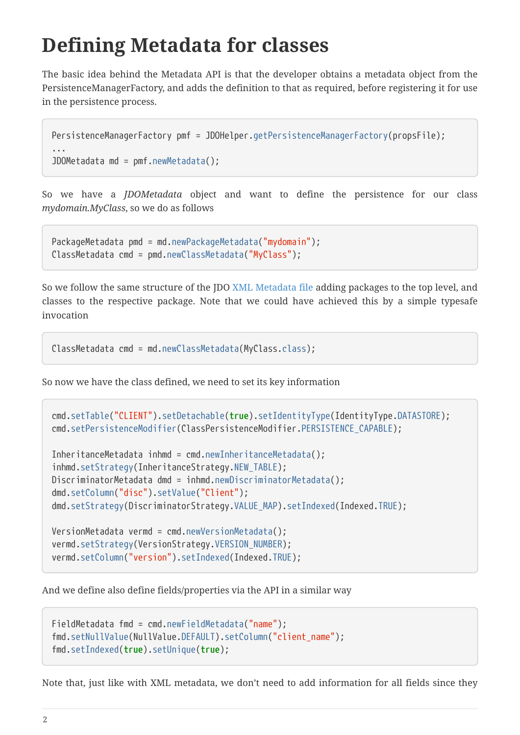# Defining Metadata for classes

The basic idea behind the Metadata API is that the developer obtains a metadata object from the PersistenceManagerFactory, and adds the definition to that as required, before registering it for use in the persistence process.

```
PersistenceManagerFactory pmf = JDOHelper.getPersistenceManagerFactory(propsFile);
...
JDOMetadata md = pmf.newMetadata();
```

So we have a *JDOMetadata* object and want to define the persistence for our class *mydomain.MyClass*, so we do as follows

```
PackageMetadata pmd = md.newPackageMetadata("mydomain");
ClassMetadata cmd = pmd.newClassMetadata("MyClass");
```

So we follow the same structure of the JDO XML Metadata file adding packages to the top level, and classes to the respective package. Note that we could have achieved this by a simple typesafe invocation

```
ClassMetadata cmd = md.newClassMetadata(MyClass.class);
```

So now we have the class defined, we need to set its key information

```
cmd.setTable("CLIENT").setDetachable(true).setIdentityType(IdentityType.DATASTORE);
cmd.setPersistenceModifier(ClassPersistenceModifier.PERSISTENCE_CAPABLE);

InheritanceMetadata inhmd = cmd.newInheritanceMetadata();
inhmd.setStrategy(InheritanceStrategy.NEW_TABLE);
DiscriminatorMetadata dmd = inhmd.newDiscriminatorMetadata();
dmd.setColumn("disc").setValue("Client");
dmd.setStrategy(DiscriminatorStrategy.VALUE_MAP).setIndexed(Indexed.TRUE);

VersionMetadata vermd = cmd.newVersionMetadata();
vermd.setStrategy(VersionStrategy.VERSION_NUMBER);
vermd.setColumn("version").setIndexed(Indexed.TRUE);
```

And we define also define fields/properties via the API in a similar way

```
FieldMetadata fmd = cmd.newFieldMetadata("name");
fmd.setNullValue(NullValue.DEFAULT).setColumn("client_name");
fmd.setIndexed(true).setUnique(true);
```

Note that, just like with XML metadata, we don't need to add information for all fields since they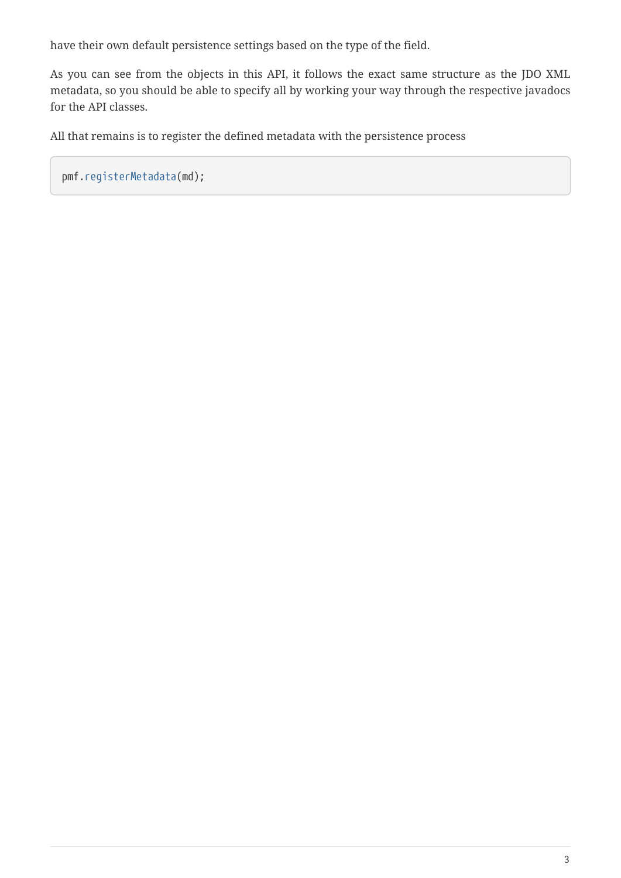have their own default persistence settings based on the type of the field.

As you can see from the objects in this API, it follows the exact same structure as the JDO XML metadata, so you should be able to specify all by working your way through the respective javadocs for the API classes.

All that remains is to register the defined metadata with the persistence process

```
pmf.registerMetadata(md);
```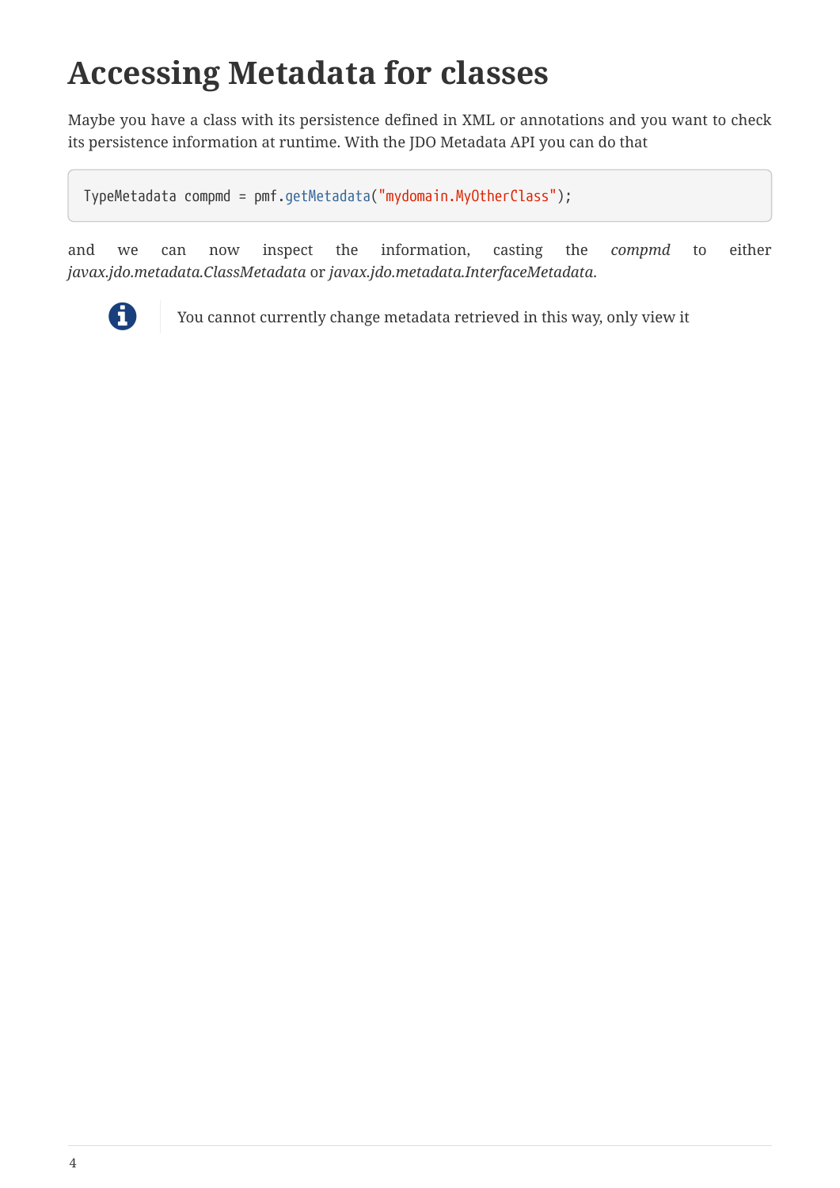# Accessing Metadata for classes

Maybe you have a class with its persistence defined in XML or annotations and you want to check its persistence information at runtime. With the JDO Metadata API you can do that

```
TypeMetadata compmd = pmf.getMetadata("mydomain.MyOtherClass");
```

and we can now inspect the information, casting the *compmd* to either *javax.jdo.metadata.ClassMetadata* or *javax.jdo.metadata.InterfaceMetadata*.

> You cannot currently change metadata retrieved in this way, only view it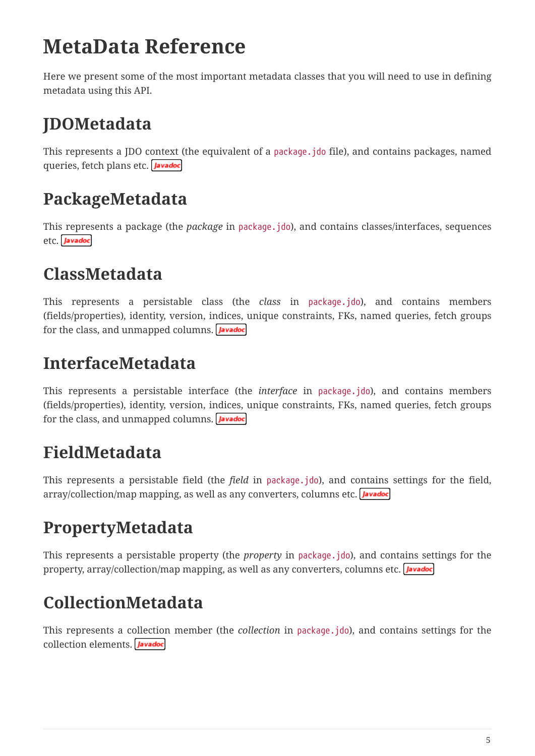# MetaData Reference

Here we present some of the most important metadata classes that you will need to use in defining metadata using this API.

## JDOMetadata

This represents a JDO context (the equivalent of a `package.jdo` file), and contains packages, named queries, fetch plans etc. Javadoc

## PackageMetadata

This represents a package (the *package* in `package.jdo`), and contains classes/interfaces, sequences etc. Javadoc

## ClassMetadata

This represents a persistable class (the *class* in `package.jdo`), and contains members (fields/properties), identity, version, indices, unique constraints, FKs, named queries, fetch groups for the class, and unmapped columns. Javadoc

## InterfaceMetadata

This represents a persistable interface (the *interface* in `package.jdo`), and contains members (fields/properties), identity, version, indices, unique constraints, FKs, named queries, fetch groups for the class, and unmapped columns. Javadoc

## FieldMetadata

This represents a persistable field (the *field* in `package.jdo`), and contains settings for the field, array/collection/map mapping, as well as any converters, columns etc. Javadoc

## PropertyMetadata

This represents a persistable property (the *property* in `package.jdo`), and contains settings for the property, array/collection/map mapping, as well as any converters, columns etc. Javadoc

## CollectionMetadata

This represents a collection member (the *collection* in `package.jdo`), and contains settings for the collection elements. Javadoc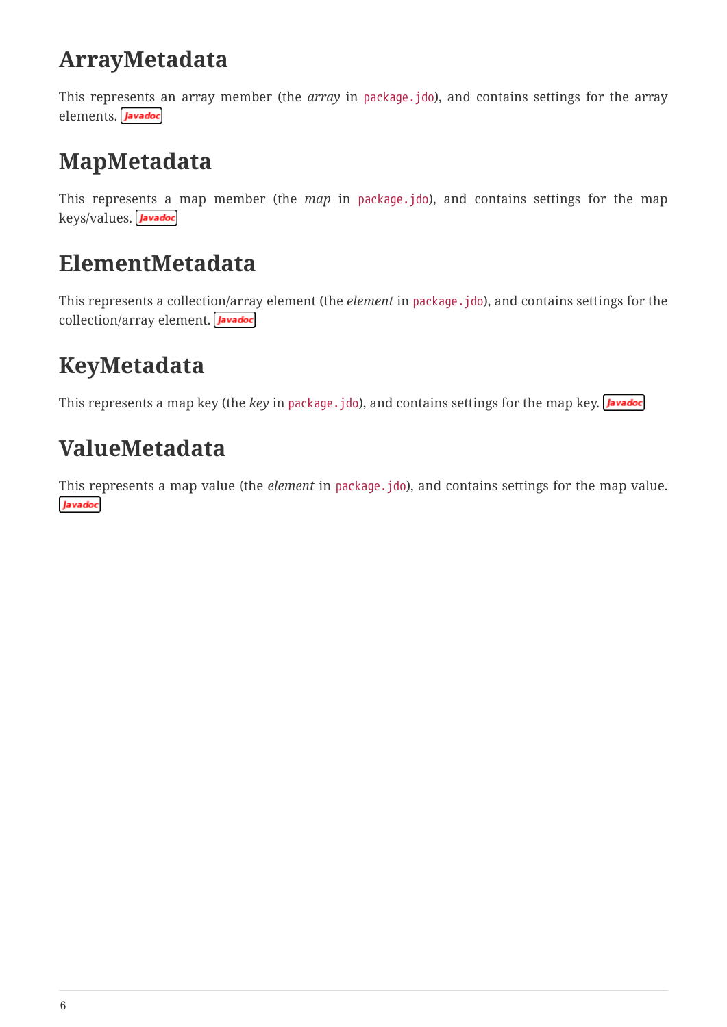## ArrayMetadata

This represents an array member (the *array* in `package.jdo`), and contains settings for the array elements. Javadoc

## MapMetadata

This represents a map member (the *map* in `package.jdo`), and contains settings for the map keys/values. Javadoc

## ElementMetadata

This represents a collection/array element (the *element* in `package.jdo`), and contains settings for the collection/array element. Javadoc

## KeyMetadata

This represents a map key (the *key* in `package.jdo`), and contains settings for the map key. Javadoc

## ValueMetadata

This represents a map value (the *element* in `package.jdo`), and contains settings for the map value. Javadoc